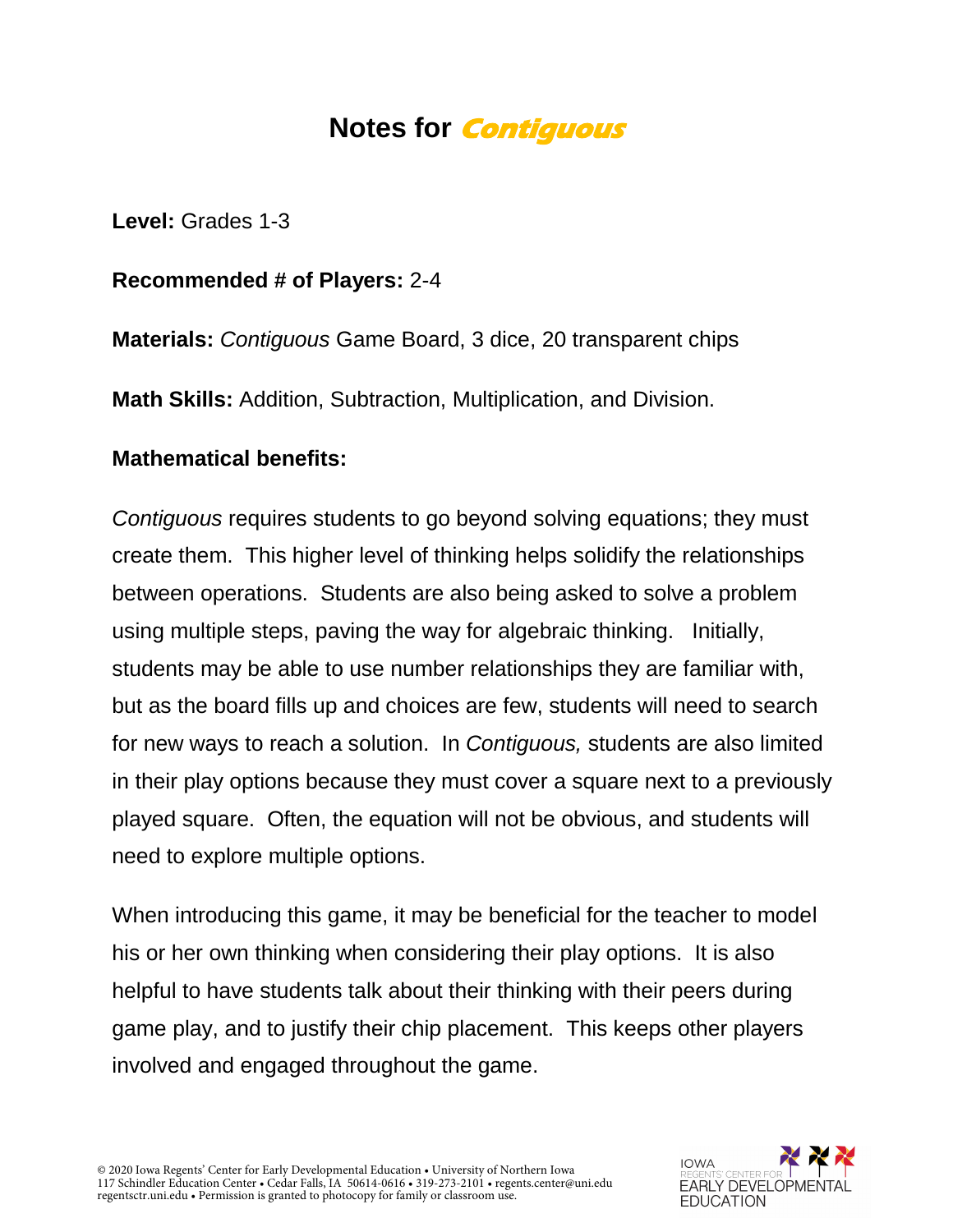# Notes for *Contiguous*

**Level:** Grades 1-3

**Recommended # of Players:** 2-4

**Materials:** *Contiguous* Game Board, 3 dice, 20 transparent chips

**Math Skills:** Addition, Subtraction, Multiplication, and Division.

**Mathematical benefits:**

*Contiguous* requires students to go beyond solving equations; they must create them. This higher level of thinking helps solidify the relationships between operations. Students are also being asked to solve a problem using multiple steps, paving the way for algebraic thinking. Initially, students may be able to use number relationships they are familiar with, but as the board fills up and choices are few, students will need to search for new ways to reach a solution. In *Contiguous,* students are also limited in their play options because they must cover a square next to a previously played square. Often, the equation will not be obvious, and students will need to explore multiple options.

When introducing this game, it may be beneficial for the teacher to model his or her own thinking when considering their play options. It is also helpful to have students talk about their thinking with their peers during game play, and to justify their chip placement. This keeps other players involved and engaged throughout the game.

© 2020 Iowa Regents' Center for Early Developmental Education • University of Northern Iowa
117 Schindler Education Center • Cedar Falls, IA 50614-0616 • 319-273-2101 • regents.center@uni.edu
regentsctr.uni.edu • Permission is granted to photocopy for family or classroom use.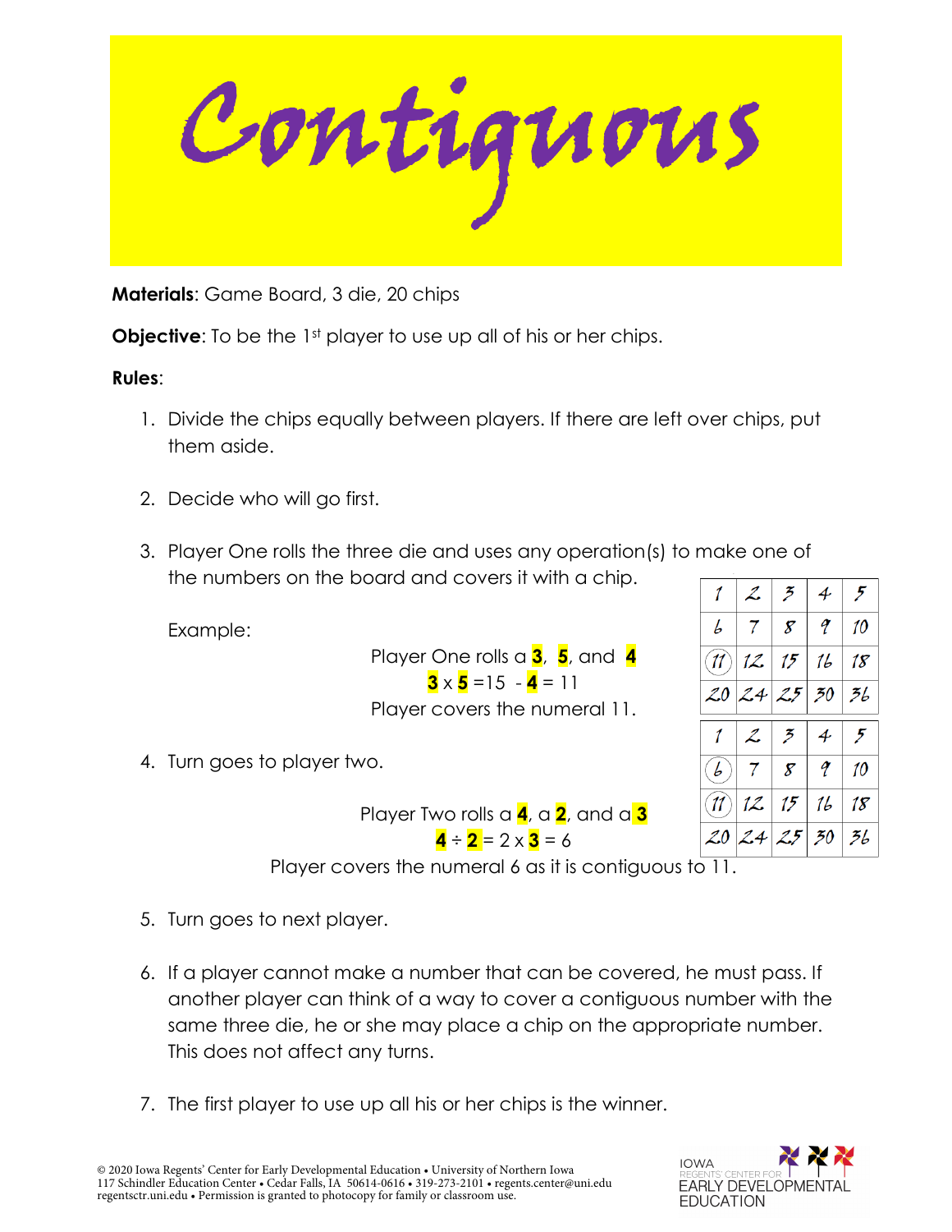# Contiguous

**Materials**: Game Board, 3 die, 20 chips

**Objective**: To be the 1st player to use up all of his or her chips.

**Rules**:

1. Divide the chips equally between players. If there are left over chips, put them aside.

2. Decide who will go first.

3. Player One rolls the three die and uses any operation(s) to make one of the numbers on the board and covers it with a chip.

   Example:

   Player One rolls a **3**, **5**, and **4**
   **3** x **5** =15 - **4** = 11
   Player covers the numeral 11.

| 1 | 2 | 3 | 4 | 5 |
|---|---|---|---|---|
| 6 | 7 | 8 | 9 | 10 |
| (11) | 12 | 15 | 16 | 18 |
| 20 | 24 | 25 | 30 | 36 |

4. Turn goes to player two.

   Player Two rolls a **4**, a **2**, and a **3**
   **4** ÷ **2** = 2 x **3** = 6
   Player covers the numeral 6 as it is contiguous to 11.

| 1 | 2 | 3 | 4 | 5 |
|---|---|---|---|---|
| (6) | 7 | 8 | 9 | 10 |
| (11) | 12 | 15 | 16 | 18 |
| 20 | 24 | 25 | 30 | 36 |

5. Turn goes to next player.

6. If a player cannot make a number that can be covered, he must pass. If another player can think of a way to cover a contiguous number with the same three die, he or she may place a chip on the appropriate number. This does not affect any turns.

7. The first player to use up all his or her chips is the winner.

© 2020 Iowa Regents' Center for Early Developmental Education • University of Northern Iowa
117 Schindler Education Center • Cedar Falls, IA 50614-0616 • 319-273-2101 • regents.center@uni.edu
regentsctr.uni.edu • Permission is granted to photocopy for family or classroom use.

IOWA REGENTS' CENTER FOR EARLY DEVELOPMENTAL EDUCATION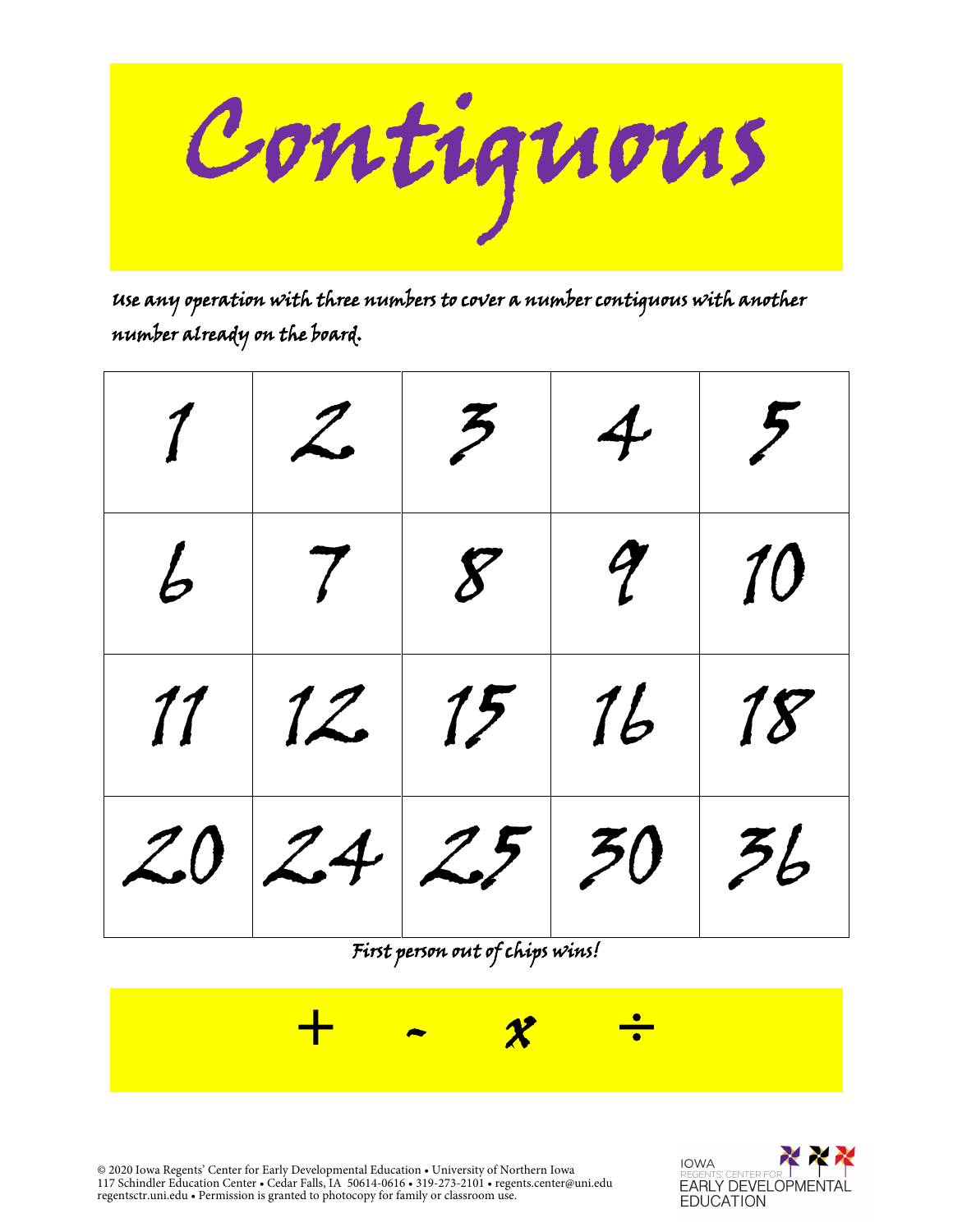# Contiguous

Use any operation with three numbers to cover a number contiguous with another number already on the board.

| | | | | |
|---|---|---|---|---|
| 1 | 2 | 3 | 4 | 5 |
| 6 | 7 | 8 | 9 | 10 |
| 11 | 12 | 15 | 16 | 18 |
| 20 | 24 | 25 | 30 | 36 |

First person out of chips wins!

+ - x ÷

© 2020 Iowa Regents' Center for Early Developmental Education • University of Northern Iowa
117 Schindler Education Center • Cedar Falls, IA 50614-0616 • 319-273-2101 • regents.center@uni.edu
regentsctr.uni.edu • Permission is granted to photocopy for family or classroom use.

IOWA REGENTS' CENTER FOR EARLY DEVELOPMENTAL EDUCATION